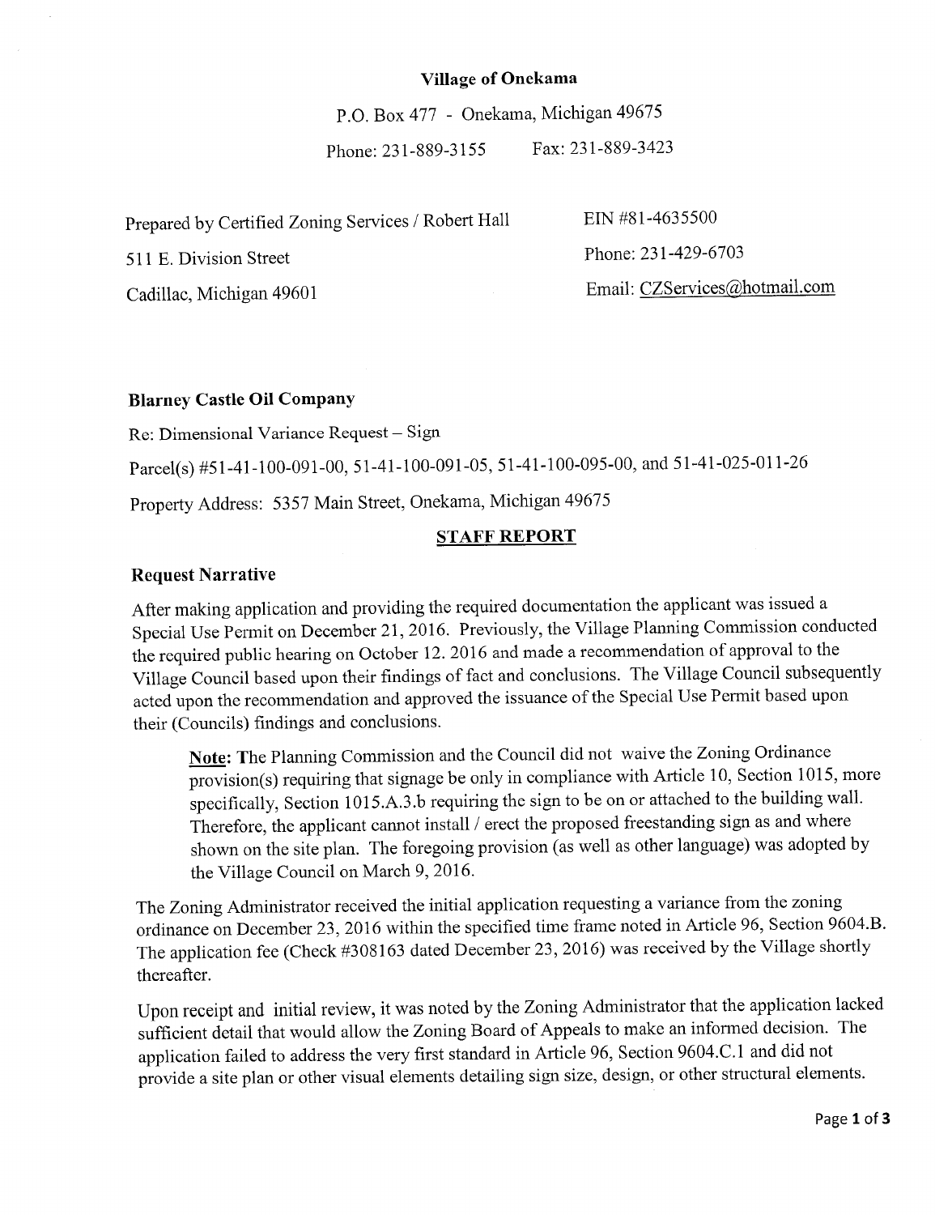**Village of Onekama**

P.O. Box 477 - Onekama, Michigan 49675

Phone: 231-889-3155 Fax: 231-889-3423

Prepared by Certified Zoning Services / Robert Hall
511 E. Division Street
Cadillac, Michigan 49601

EIN #81-4635500
Phone: 231-429-6703
Email: CZServices@hotmail.com

**Blarney Castle Oil Company**

Re: Dimensional Variance Request – Sign

Parcel(s) #51-41-100-091-00, 51-41-100-091-05, 51-41-100-095-00, and 51-41-025-011-26

Property Address: 5357 Main Street, Onekama, Michigan 49675

## STAFF REPORT

### Request Narrative

After making application and providing the required documentation the applicant was issued a Special Use Permit on December 21, 2016. Previously, the Village Planning Commission conducted the required public hearing on October 12. 2016 and made a recommendation of approval to the Village Council based upon their findings of fact and conclusions. The Village Council subsequently acted upon the recommendation and approved the issuance of the Special Use Permit based upon their (Councils) findings and conclusions.

> **Note:** The Planning Commission and the Council did not waive the Zoning Ordinance provision(s) requiring that signage be only in compliance with Article 10, Section 1015, more specifically, Section 1015.A.3.b requiring the sign to be on or attached to the building wall. Therefore, the applicant cannot install / erect the proposed freestanding sign as and where shown on the site plan. The foregoing provision (as well as other language) was adopted by the Village Council on March 9, 2016.

The Zoning Administrator received the initial application requesting a variance from the zoning ordinance on December 23, 2016 within the specified time frame noted in Article 96, Section 9604.B. The application fee (Check #308163 dated December 23, 2016) was received by the Village shortly thereafter.

Upon receipt and initial review, it was noted by the Zoning Administrator that the application lacked sufficient detail that would allow the Zoning Board of Appeals to make an informed decision. The application failed to address the very first standard in Article 96, Section 9604.C.1 and did not provide a site plan or other visual elements detailing sign size, design, or other structural elements.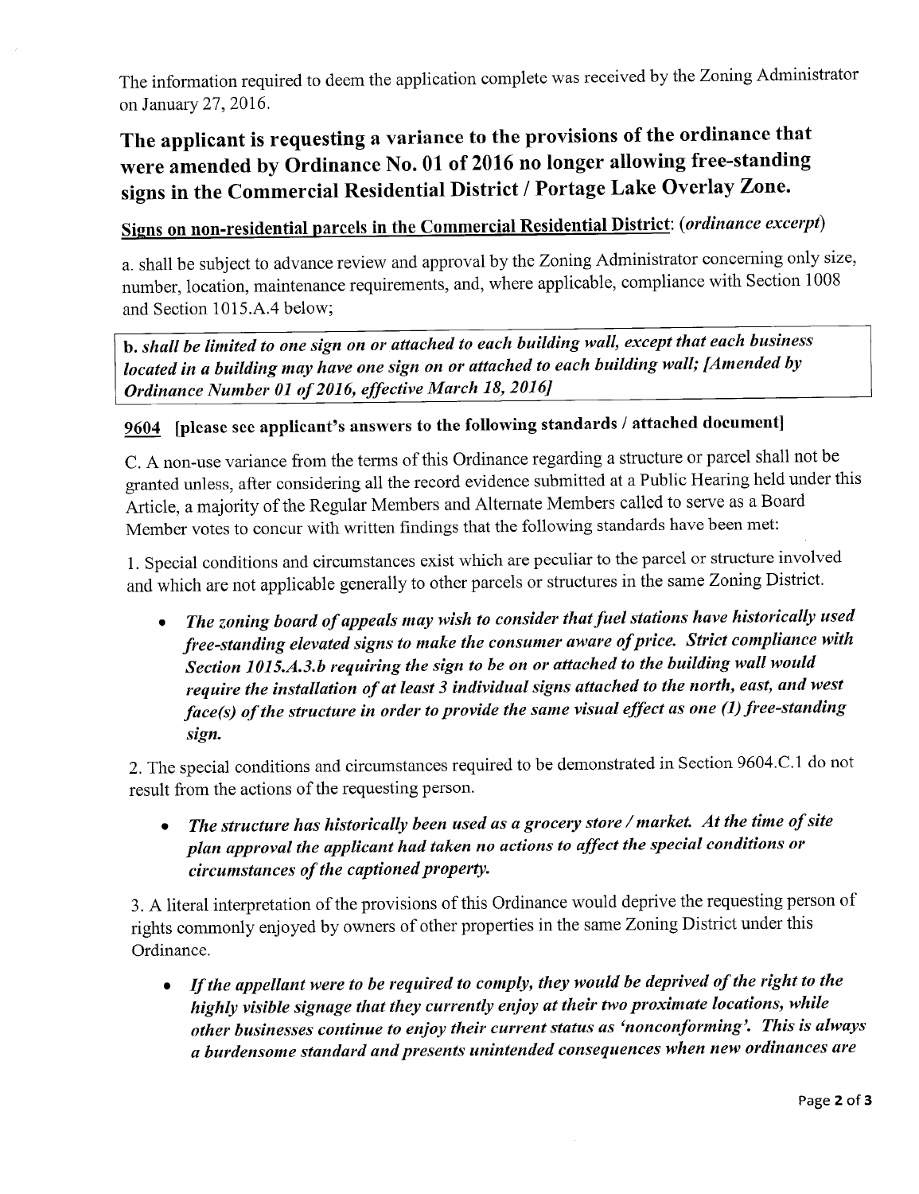The information required to deem the application complete was received by the Zoning Administrator on January 27, 2016.

## The applicant is requesting a variance to the provisions of the ordinance that were amended by Ordinance No. 01 of 2016 no longer allowing free-standing signs in the Commercial Residential District / Portage Lake Overlay Zone.

**Signs on non-residential parcels in the Commercial Residential District**: (*ordinance excerpt*)

a. shall be subject to advance review and approval by the Zoning Administrator concerning only size, number, location, maintenance requirements, and, where applicable, compliance with Section 1008 and Section 1015.A.4 below;

***b. shall be limited to one sign on or attached to each building wall, except that each business located in a building may have one sign on or attached to each building wall; [Amended by Ordinance Number 01 of 2016, effective March 18, 2016]***

**9604 [please see applicant's answers to the following standards / attached document]**

C. A non-use variance from the terms of this Ordinance regarding a structure or parcel shall not be granted unless, after considering all the record evidence submitted at a Public Hearing held under this Article, a majority of the Regular Members and Alternate Members called to serve as a Board Member votes to concur with written findings that the following standards have been met:

1. Special conditions and circumstances exist which are peculiar to the parcel or structure involved and which are not applicable generally to other parcels or structures in the same Zoning District.

- ***The zoning board of appeals may wish to consider that fuel stations have historically used free-standing elevated signs to make the consumer aware of price. Strict compliance with Section 1015.A.3.b requiring the sign to be on or attached to the building wall would require the installation of at least 3 individual signs attached to the north, east, and west face(s) of the structure in order to provide the same visual effect as one (1) free-standing sign.***

2. The special conditions and circumstances required to be demonstrated in Section 9604.C.1 do not result from the actions of the requesting person.

- ***The structure has historically been used as a grocery store / market. At the time of site plan approval the applicant had taken no actions to affect the special conditions or circumstances of the captioned property.***

3. A literal interpretation of the provisions of this Ordinance would deprive the requesting person of rights commonly enjoyed by owners of other properties in the same Zoning District under this Ordinance.

- ***If the appellant were to be required to comply, they would be deprived of the right to the highly visible signage that they currently enjoy at their two proximate locations, while other businesses continue to enjoy their current status as 'nonconforming'. This is always a burdensome standard and presents unintended consequences when new ordinances are***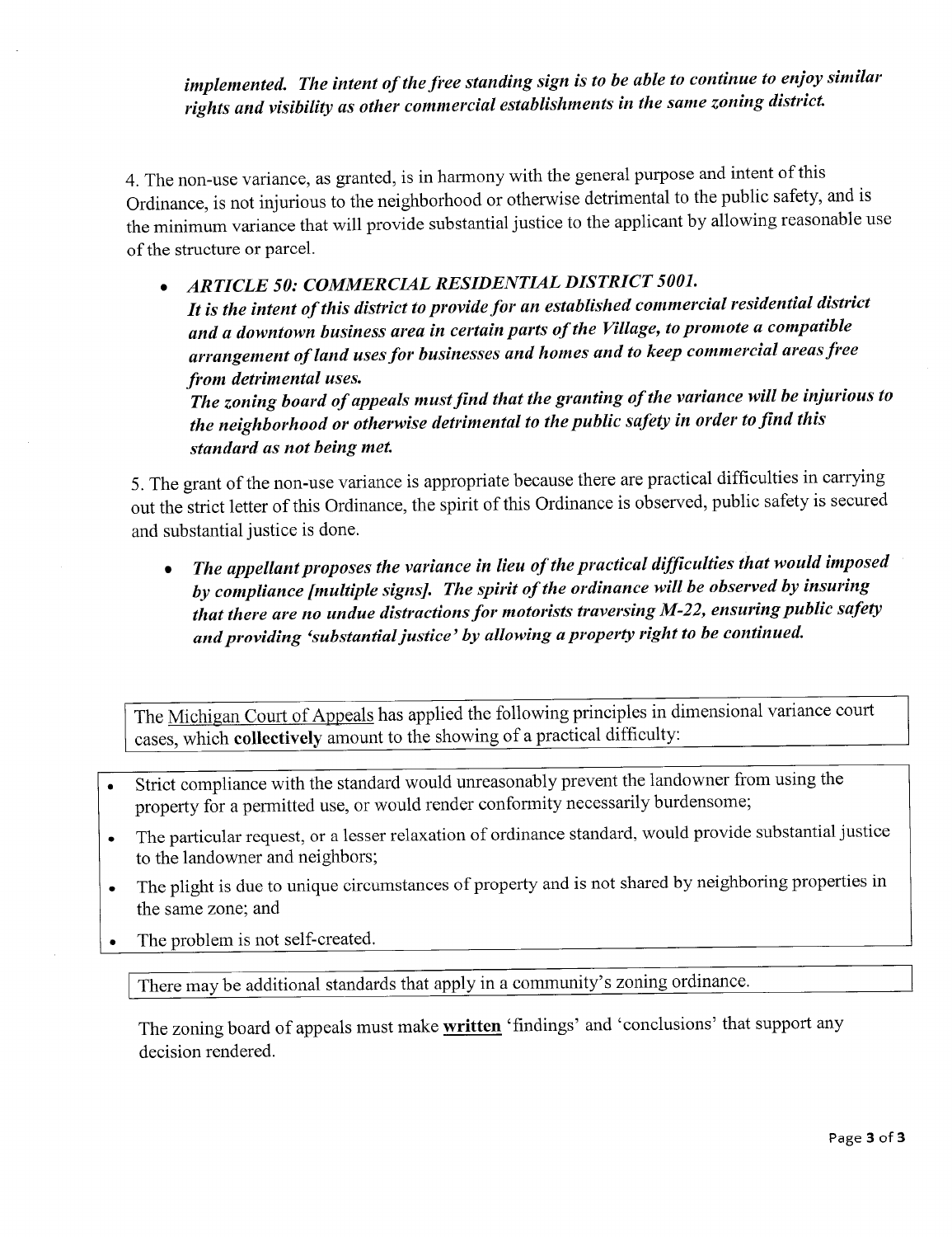***implemented. The intent of the free standing sign is to be able to continue to enjoy similar rights and visibility as other commercial establishments in the same zoning district.***

4. The non-use variance, as granted, is in harmony with the general purpose and intent of this Ordinance, is not injurious to the neighborhood or otherwise detrimental to the public safety, and is the minimum variance that will provide substantial justice to the applicant by allowing reasonable use of the structure or parcel.

- ***ARTICLE 50: COMMERCIAL RESIDENTIAL DISTRICT 5001.***
  ***It is the intent of this district to provide for an established commercial residential district and a downtown business area in certain parts of the Village, to promote a compatible arrangement of land uses for businesses and homes and to keep commercial areas free from detrimental uses.***
  ***The zoning board of appeals must find that the granting of the variance will be injurious to the neighborhood or otherwise detrimental to the public safety in order to find this standard as not being met.***

5. The grant of the non-use variance is appropriate because there are practical difficulties in carrying out the strict letter of this Ordinance, the spirit of this Ordinance is observed, public safety is secured and substantial justice is done.

- ***The appellant proposes the variance in lieu of the practical difficulties that would imposed by compliance [multiple signs]. The spirit of the ordinance will be observed by insuring that there are no undue distractions for motorists traversing M-22, ensuring public safety and providing 'substantial justice' by allowing a property right to be continued.***

The Michigan Court of Appeals has applied the following principles in dimensional variance court cases, which **collectively** amount to the showing of a practical difficulty:

- Strict compliance with the standard would unreasonably prevent the landowner from using the property for a permitted use, or would render conformity necessarily burdensome;
- The particular request, or a lesser relaxation of ordinance standard, would provide substantial justice to the landowner and neighbors;
- The plight is due to unique circumstances of property and is not shared by neighboring properties in the same zone; and
- The problem is not self-created.

There may be additional standards that apply in a community's zoning ordinance.

The zoning board of appeals must make **written** 'findings' and 'conclusions' that support any decision rendered.